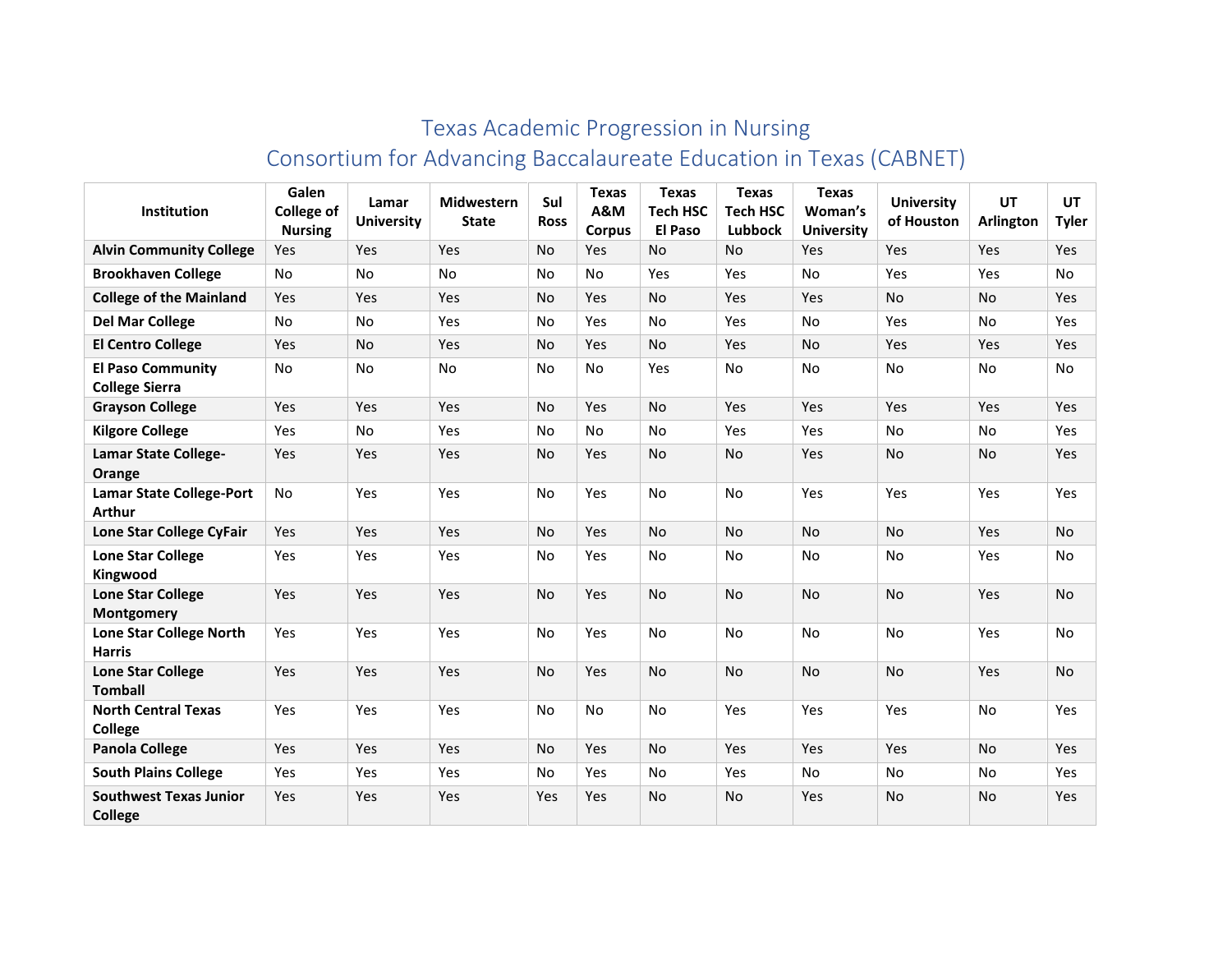# Texas Academic Progression in Nursing
## Consortium for Advancing Baccalaureate Education in Texas (CABNET)

| Institution | Galen College of Nursing | Lamar University | Midwestern State | Sul Ross | Texas A&M Corpus | Texas Tech HSC El Paso | Texas Tech HSC Lubbock | Texas Woman's University | University of Houston | UT Arlington | UT Tyler |
|---|---|---|---|---|---|---|---|---|---|---|---|
| **Alvin Community College** | Yes | Yes | Yes | No | Yes | No | No | Yes | Yes | Yes | Yes |
| **Brookhaven College** | No | No | No | No | No | Yes | Yes | No | Yes | Yes | No |
| **College of the Mainland** | Yes | Yes | Yes | No | Yes | No | Yes | Yes | No | No | Yes |
| **Del Mar College** | No | No | Yes | No | Yes | No | Yes | No | Yes | No | Yes |
| **El Centro College** | Yes | No | Yes | No | Yes | No | Yes | No | Yes | Yes | Yes |
| **El Paso Community College Sierra** | No | No | No | No | No | Yes | No | No | No | No | No |
| **Grayson College** | Yes | Yes | Yes | No | Yes | No | Yes | Yes | Yes | Yes | Yes |
| **Kilgore College** | Yes | No | Yes | No | No | No | Yes | Yes | No | No | Yes |
| **Lamar State College-Orange** | Yes | Yes | Yes | No | Yes | No | No | Yes | No | No | Yes |
| **Lamar State College-Port Arthur** | No | Yes | Yes | No | Yes | No | No | Yes | Yes | Yes | Yes |
| **Lone Star College CyFair** | Yes | Yes | Yes | No | Yes | No | No | No | No | Yes | No |
| **Lone Star College Kingwood** | Yes | Yes | Yes | No | Yes | No | No | No | No | Yes | No |
| **Lone Star College Montgomery** | Yes | Yes | Yes | No | Yes | No | No | No | No | Yes | No |
| **Lone Star College North Harris** | Yes | Yes | Yes | No | Yes | No | No | No | No | Yes | No |
| **Lone Star College Tomball** | Yes | Yes | Yes | No | Yes | No | No | No | No | Yes | No |
| **North Central Texas College** | Yes | Yes | Yes | No | No | No | Yes | Yes | Yes | No | Yes |
| **Panola College** | Yes | Yes | Yes | No | Yes | No | Yes | Yes | Yes | No | Yes |
| **South Plains College** | Yes | Yes | Yes | No | Yes | No | Yes | No | No | No | Yes |
| **Southwest Texas Junior College** | Yes | Yes | Yes | Yes | Yes | No | No | Yes | No | No | Yes |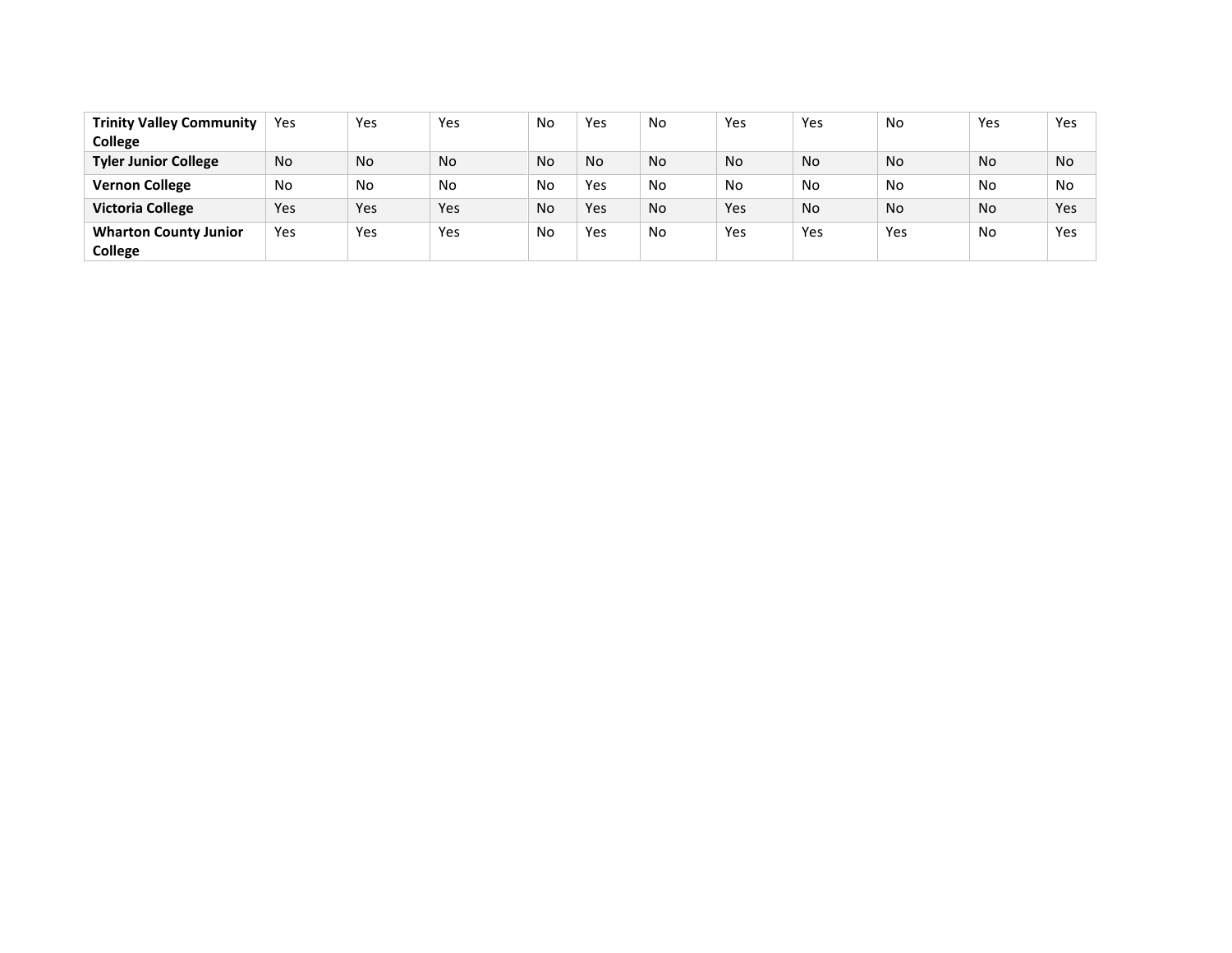| | | | | | | | | | | | |
|---|---|---|---|---|---|---|---|---|---|---|---|
| **Trinity Valley Community College** | Yes | Yes | Yes | No | Yes | No | Yes | Yes | No | Yes | Yes |
| **Tyler Junior College** | No | No | No | No | No | No | No | No | No | No | No |
| **Vernon College** | No | No | No | No | Yes | No | No | No | No | No | No |
| **Victoria College** | Yes | Yes | Yes | No | Yes | No | Yes | No | No | No | Yes |
| **Wharton County Junior College** | Yes | Yes | Yes | No | Yes | No | Yes | Yes | Yes | No | Yes |